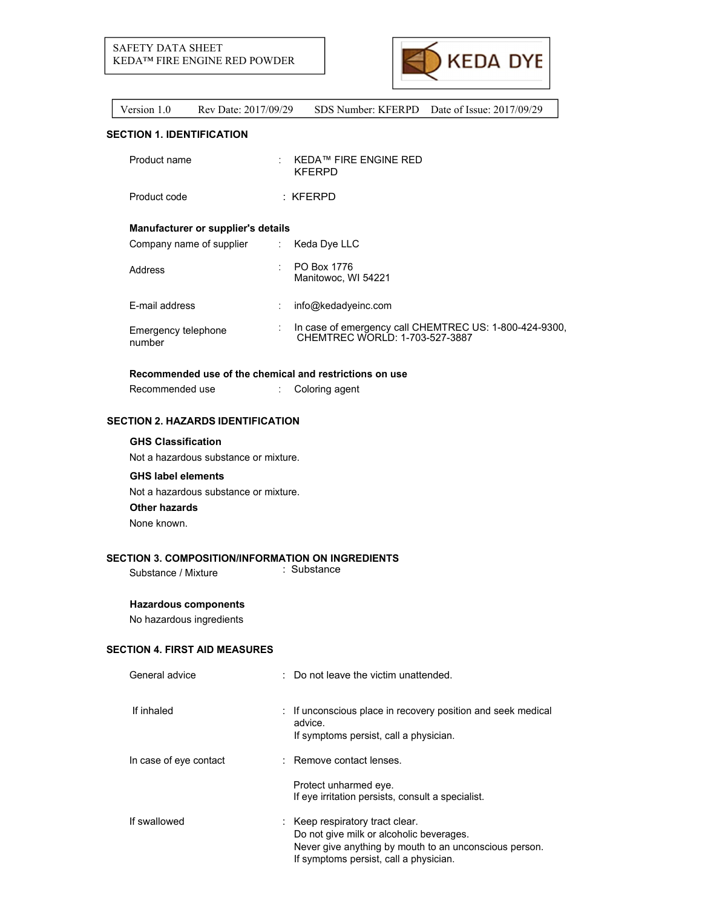SAFETY DATA SHEET
KEDA™ FIRE ENGINE RED POWDER

KEDA DYE

Version 1.0 Rev Date: 2017/09/29 SDS Number: KFERPD Date of Issue: 2017/09/29

## SECTION 1. IDENTIFICATION

| | | |
|---|---|---|
| Product name | : | KEDA™ FIRE ENGINE RED<br>KFERPD |
| Product code | : | KFERPD |

**Manufacturer or supplier's details**

| | | |
|---|---|---|
| Company name of supplier | : | Keda Dye LLC |
| Address | : | PO Box 1776<br>Manitowoc, WI 54221 |
| E-mail address | : | info@kedadyeinc.com |
| Emergency telephone number | : | In case of emergency call CHEMTREC US: 1-800-424-9300,<br>CHEMTREC WORLD: 1-703-527-3887 |

**Recommended use of the chemical and restrictions on use**

| | | |
|---|---|---|
| Recommended use | : | Coloring agent |

## SECTION 2. HAZARDS IDENTIFICATION

**GHS Classification**

Not a hazardous substance or mixture.

**GHS label elements**

Not a hazardous substance or mixture.

**Other hazards**

None known.

## SECTION 3. COMPOSITION/INFORMATION ON INGREDIENTS

| | | |
|---|---|---|
| Substance / Mixture | : | Substance |

**Hazardous components**

No hazardous ingredients

## SECTION 4. FIRST AID MEASURES

| | | |
|---|---|---|
| General advice | : | Do not leave the victim unattended. |
| If inhaled | : | If unconscious place in recovery position and seek medical advice.<br>If symptoms persist, call a physician. |
| In case of eye contact | : | Remove contact lenses.<br><br>Protect unharmed eye.<br>If eye irritation persists, consult a specialist. |
| If swallowed | : | Keep respiratory tract clear.<br>Do not give milk or alcoholic beverages.<br>Never give anything by mouth to an unconscious person.<br>If symptoms persist, call a physician. |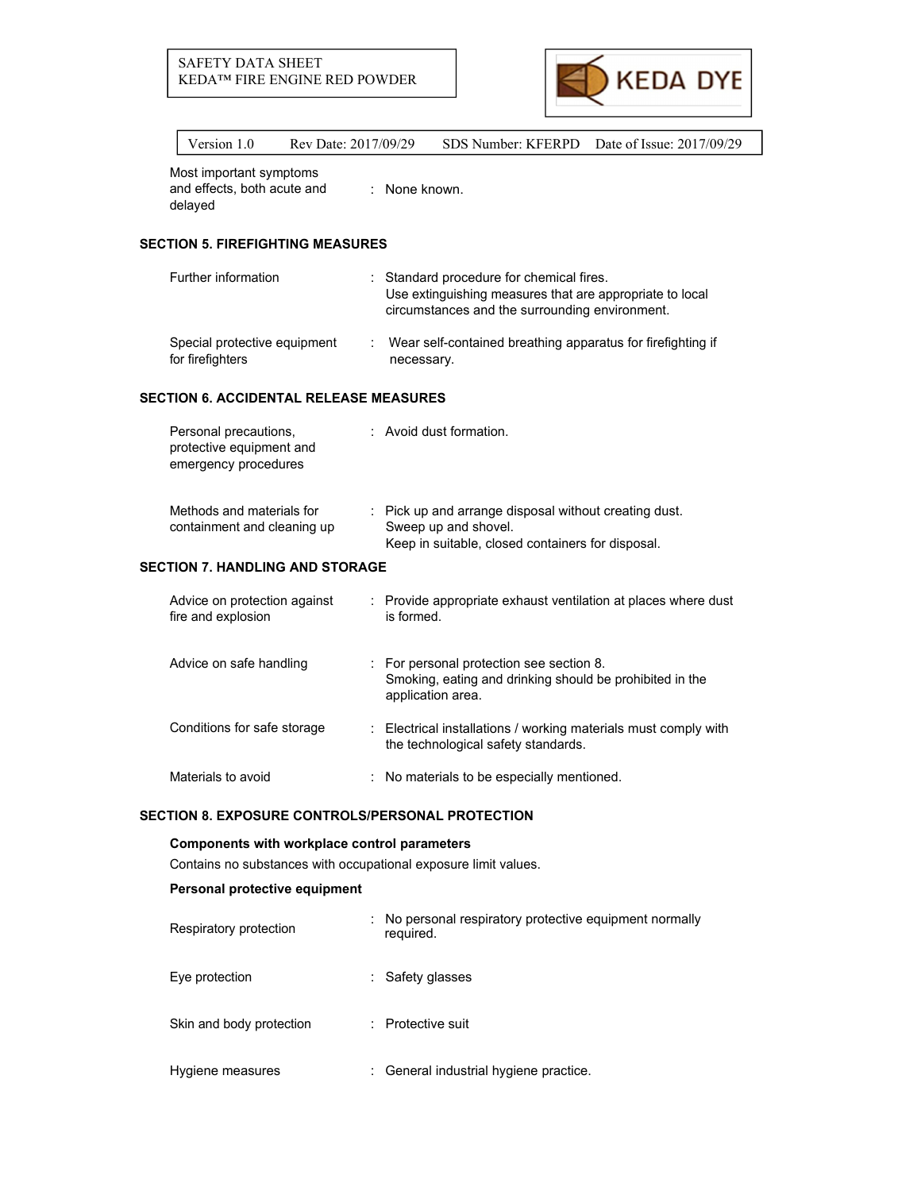| | | |
|---|---|---|
| Most important symptoms and effects, both acute and delayed | : | None known. |

## SECTION 5. FIREFIGHTING MEASURES

| | | |
|---|---|---|
| Further information | : | Standard procedure for chemical fires. Use extinguishing measures that are appropriate to local circumstances and the surrounding environment. |
| Special protective equipment for firefighters | : | Wear self-contained breathing apparatus for firefighting if necessary. |

## SECTION 6. ACCIDENTAL RELEASE MEASURES

| | | |
|---|---|---|
| Personal precautions, protective equipment and emergency procedures | : | Avoid dust formation. |
| Methods and materials for containment and cleaning up | : | Pick up and arrange disposal without creating dust. Sweep up and shovel. Keep in suitable, closed containers for disposal. |

## SECTION 7. HANDLING AND STORAGE

| | | |
|---|---|---|
| Advice on protection against fire and explosion | : | Provide appropriate exhaust ventilation at places where dust is formed. |
| Advice on safe handling | : | For personal protection see section 8. Smoking, eating and drinking should be prohibited in the application area. |
| Conditions for safe storage | : | Electrical installations / working materials must comply with the technological safety standards. |
| Materials to avoid | : | No materials to be especially mentioned. |

## SECTION 8. EXPOSURE CONTROLS/PERSONAL PROTECTION

**Components with workplace control parameters**

Contains no substances with occupational exposure limit values.

**Personal protective equipment**

| | | |
|---|---|---|
| Respiratory protection | : | No personal respiratory protective equipment normally required. |
| Eye protection | : | Safety glasses |
| Skin and body protection | : | Protective suit |
| Hygiene measures | : | General industrial hygiene practice. |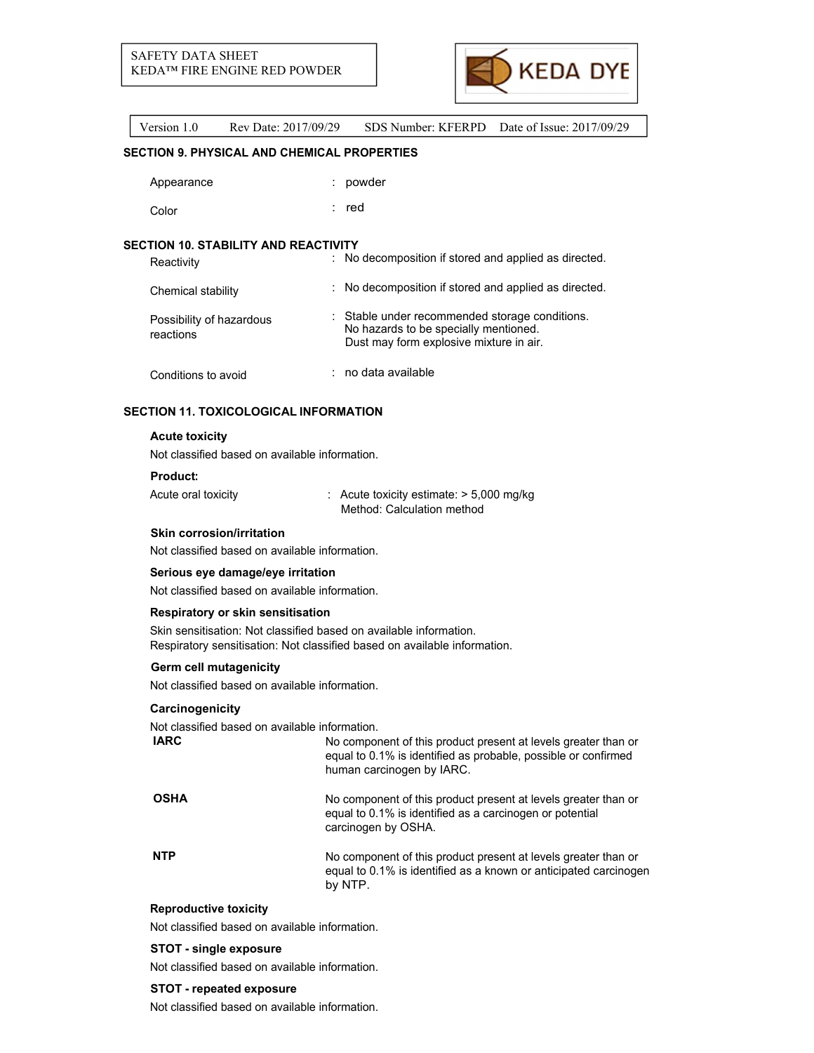## SECTION 9. PHYSICAL AND CHEMICAL PROPERTIES

| | |
|---|---|
| Appearance | : powder |
| Color | : red |

## SECTION 10. STABILITY AND REACTIVITY

| | |
|---|---|
| Reactivity | : No decomposition if stored and applied as directed. |
| Chemical stability | : No decomposition if stored and applied as directed. |
| Possibility of hazardous reactions | : Stable under recommended storage conditions.<br>No hazards to be specially mentioned.<br>Dust may form explosive mixture in air. |
| Conditions to avoid | : no data available |

## SECTION 11. TOXICOLOGICAL INFORMATION

### Acute toxicity

Not classified based on available information.

**Product:**

| | |
|---|---|
| Acute oral toxicity | : Acute toxicity estimate: > 5,000 mg/kg<br>Method: Calculation method |

### Skin corrosion/irritation

Not classified based on available information.

### Serious eye damage/eye irritation

Not classified based on available information.

### Respiratory or skin sensitisation

Skin sensitisation: Not classified based on available information.
Respiratory sensitisation: Not classified based on available information.

### Germ cell mutagenicity

Not classified based on available information.

### Carcinogenicity

Not classified based on available information.

| | |
|---|---|
| **IARC** | No component of this product present at levels greater than or equal to 0.1% is identified as probable, possible or confirmed human carcinogen by IARC. |
| **OSHA** | No component of this product present at levels greater than or equal to 0.1% is identified as a carcinogen or potential carcinogen by OSHA. |
| **NTP** | No component of this product present at levels greater than or equal to 0.1% is identified as a known or anticipated carcinogen by NTP. |

### Reproductive toxicity

Not classified based on available information.

### STOT - single exposure

Not classified based on available information.

### STOT - repeated exposure

Not classified based on available information.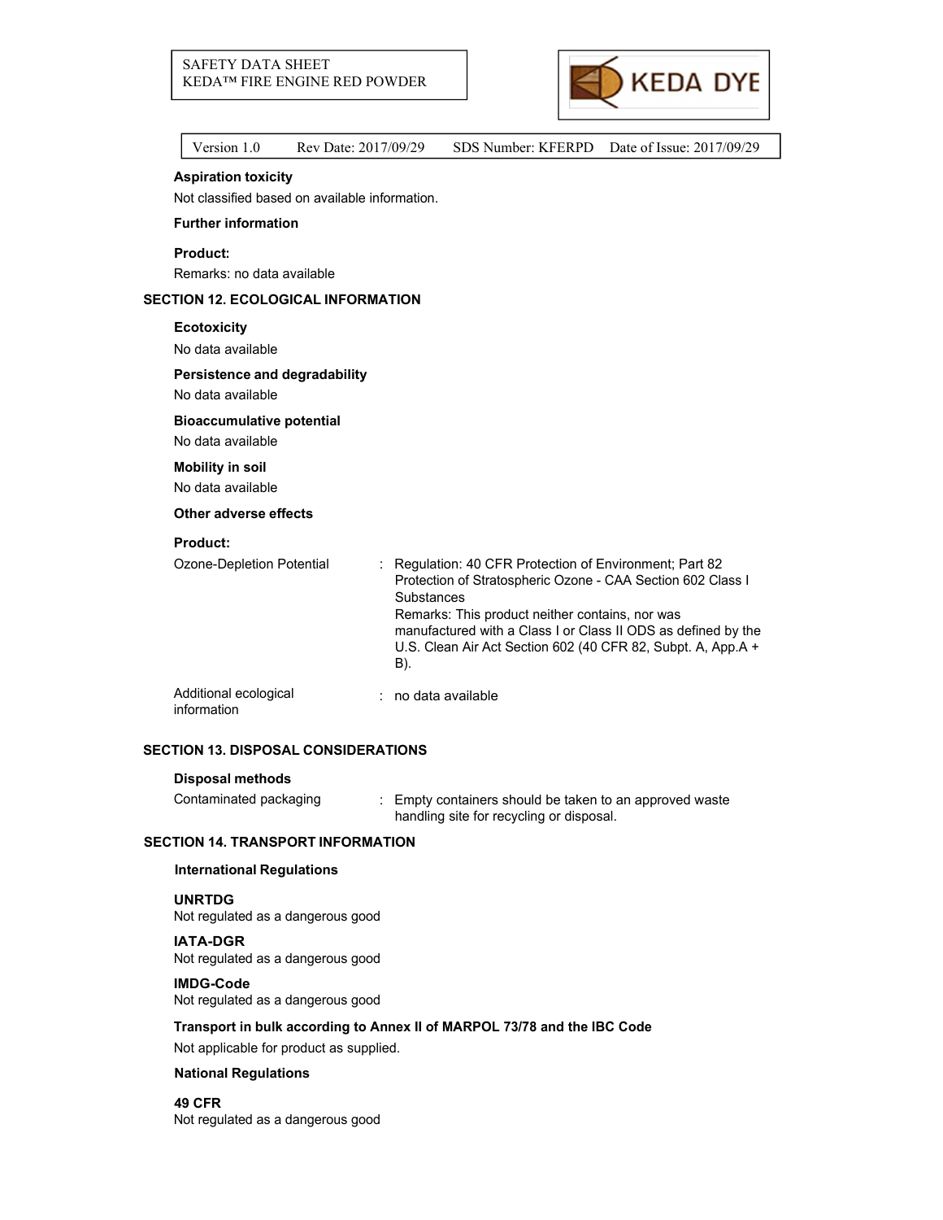### Aspiration toxicity

Not classified based on available information.

### Further information

**Product:**

Remarks: no data available

## SECTION 12. ECOLOGICAL INFORMATION

### Ecotoxicity

No data available

### Persistence and degradability

No data available

### Bioaccumulative potential

No data available

### Mobility in soil

No data available

### Other adverse effects

**Product:**

| | | |
|---|---|---|
| Ozone-Depletion Potential | : | Regulation: 40 CFR Protection of Environment; Part 82 Protection of Stratospheric Ozone - CAA Section 602 Class I Substances<br>Remarks: This product neither contains, nor was manufactured with a Class I or Class II ODS as defined by the U.S. Clean Air Act Section 602 (40 CFR 82, Subpt. A, App.A + B). |
| Additional ecological information | : | no data available |

## SECTION 13. DISPOSAL CONSIDERATIONS

### Disposal methods

| | | |
|---|---|---|
| Contaminated packaging | : | Empty containers should be taken to an approved waste handling site for recycling or disposal. |

## SECTION 14. TRANSPORT INFORMATION

### International Regulations

**UNRTDG**
Not regulated as a dangerous good

**IATA-DGR**
Not regulated as a dangerous good

**IMDG-Code**
Not regulated as a dangerous good

**Transport in bulk according to Annex II of MARPOL 73/78 and the IBC Code**

Not applicable for product as supplied.

### National Regulations

**49 CFR**
Not regulated as a dangerous good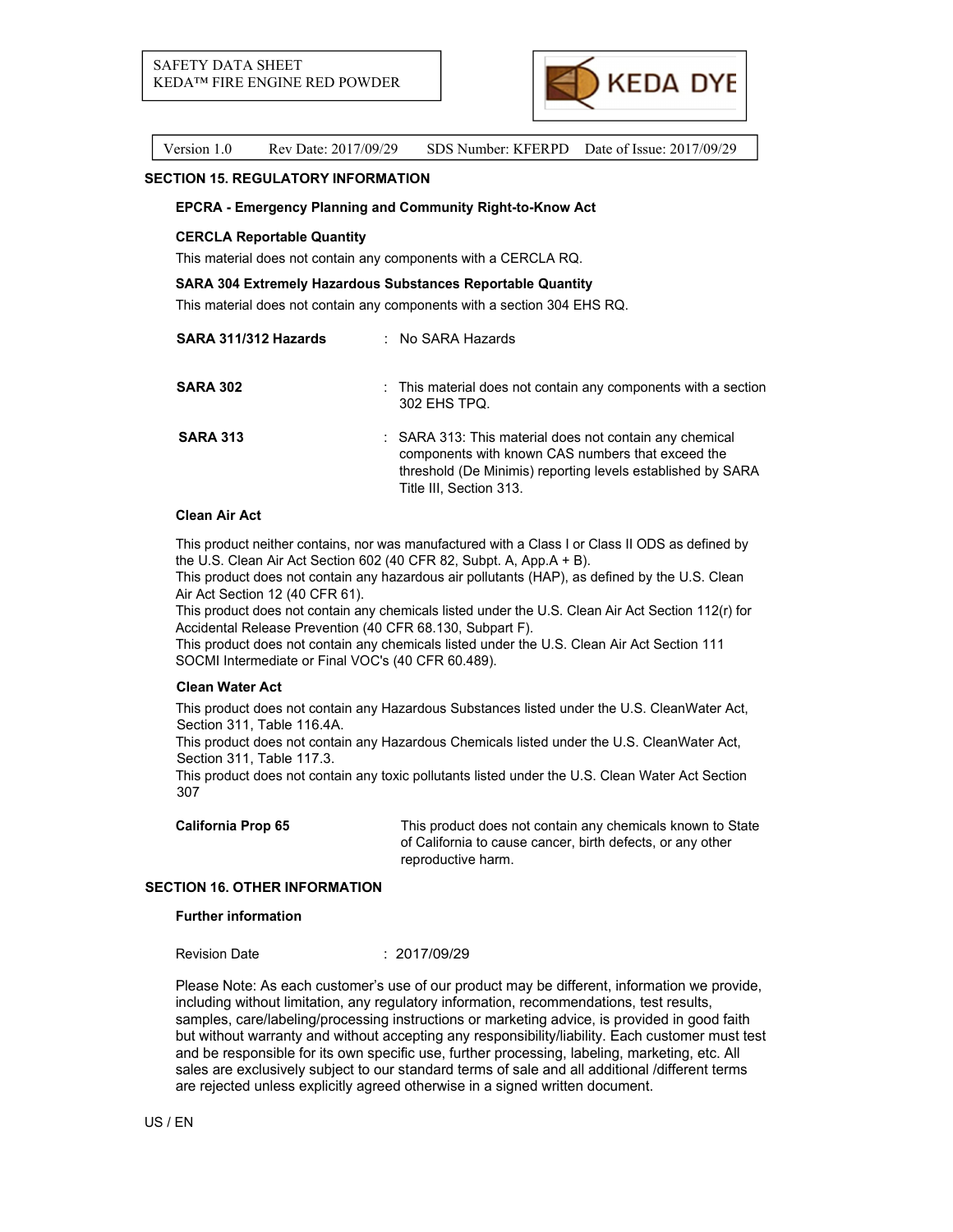## SECTION 15. REGULATORY INFORMATION

### EPCRA - Emergency Planning and Community Right-to-Know Act

**CERCLA Reportable Quantity**

This material does not contain any components with a CERCLA RQ.

**SARA 304 Extremely Hazardous Substances Reportable Quantity**

This material does not contain any components with a section 304 EHS RQ.

| | |
|---|---|
| **SARA 311/312 Hazards** | : No SARA Hazards |
| **SARA 302** | : This material does not contain any components with a section 302 EHS TPQ. |
| **SARA 313** | : SARA 313: This material does not contain any chemical components with known CAS numbers that exceed the threshold (De Minimis) reporting levels established by SARA Title III, Section 313. |

**Clean Air Act**

This product neither contains, nor was manufactured with a Class I or Class II ODS as defined by the U.S. Clean Air Act Section 602 (40 CFR 82, Subpt. A, App.A + B).
This product does not contain any hazardous air pollutants (HAP), as defined by the U.S. Clean Air Act Section 12 (40 CFR 61).
This product does not contain any chemicals listed under the U.S. Clean Air Act Section 112(r) for Accidental Release Prevention (40 CFR 68.130, Subpart F).
This product does not contain any chemicals listed under the U.S. Clean Air Act Section 111 SOCMI Intermediate or Final VOC's (40 CFR 60.489).

**Clean Water Act**

This product does not contain any Hazardous Substances listed under the U.S. CleanWater Act, Section 311, Table 116.4A.
This product does not contain any Hazardous Chemicals listed under the U.S. CleanWater Act, Section 311, Table 117.3.
This product does not contain any toxic pollutants listed under the U.S. Clean Water Act Section 307

| | |
|---|---|
| **California Prop 65** | This product does not contain any chemicals known to State of California to cause cancer, birth defects, or any other reproductive harm. |

## SECTION 16. OTHER INFORMATION

**Further information**

Revision Date : 2017/09/29

Please Note: As each customer's use of our product may be different, information we provide, including without limitation, any regulatory information, recommendations, test results, samples, care/labeling/processing instructions or marketing advice, is provided in good faith but without warranty and without accepting any responsibility/liability. Each customer must test and be responsible for its own specific use, further processing, labeling, marketing, etc. All sales are exclusively subject to our standard terms of sale and all additional /different terms are rejected unless explicitly agreed otherwise in a signed written document.

US / EN